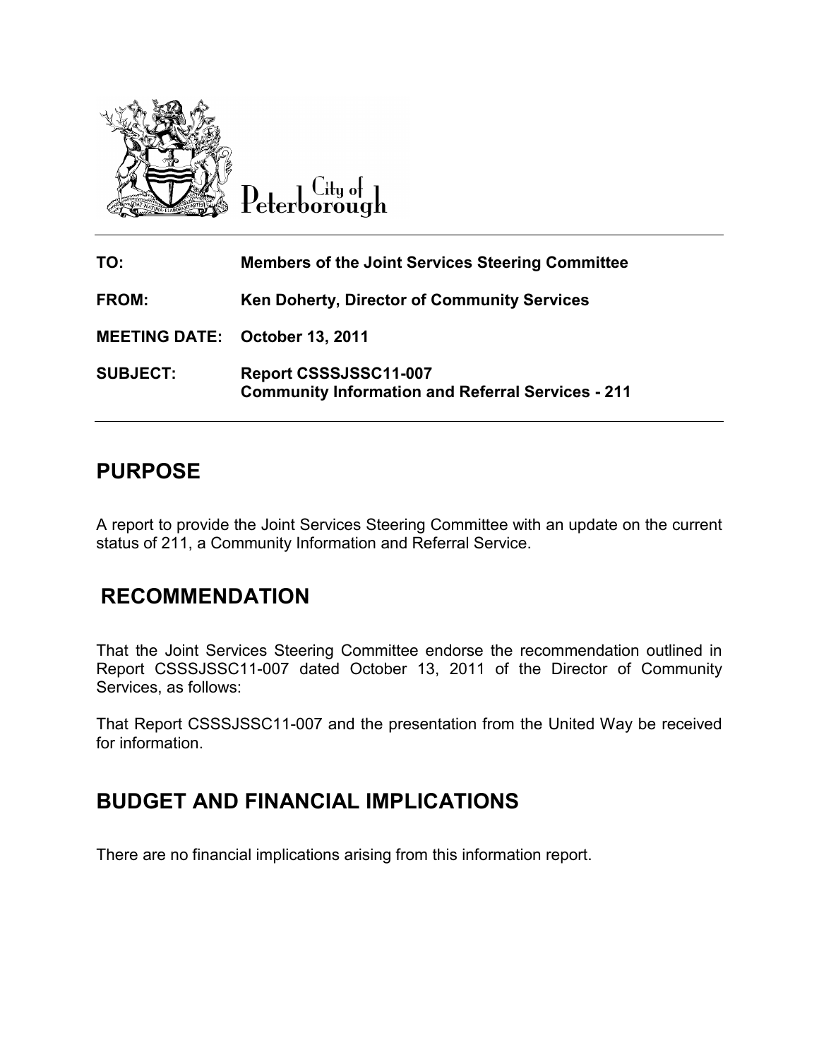City of Peterborough

| | |
|---|---|
| **TO:** | **Members of the Joint Services Steering Committee** |
| **FROM:** | **Ken Doherty, Director of Community Services** |
| **MEETING DATE:** | **October 13, 2011** |
| **SUBJECT:** | **Report CSSSJSSC11-007**<br>**Community Information and Referral Services - 211** |

## PURPOSE

A report to provide the Joint Services Steering Committee with an update on the current status of 211, a Community Information and Referral Service.

## RECOMMENDATION

That the Joint Services Steering Committee endorse the recommendation outlined in Report CSSSJSSC11-007 dated October 13, 2011 of the Director of Community Services, as follows:

That Report CSSSJSSC11-007 and the presentation from the United Way be received for information.

## BUDGET AND FINANCIAL IMPLICATIONS

There are no financial implications arising from this information report.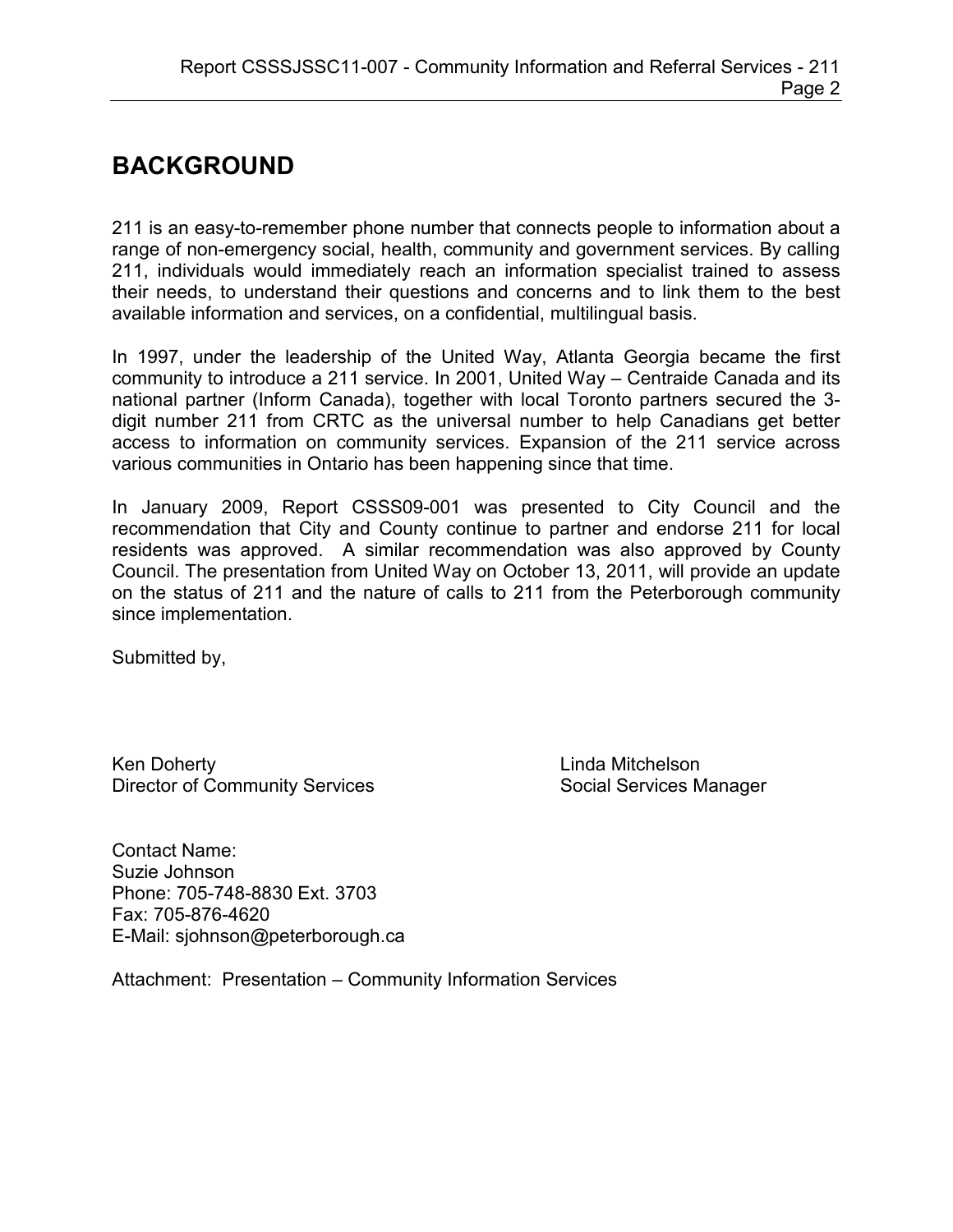# BACKGROUND

211 is an easy-to-remember phone number that connects people to information about a range of non-emergency social, health, community and government services. By calling 211, individuals would immediately reach an information specialist trained to assess their needs, to understand their questions and concerns and to link them to the best available information and services, on a confidential, multilingual basis.

In 1997, under the leadership of the United Way, Atlanta Georgia became the first community to introduce a 211 service. In 2001, United Way – Centraide Canada and its national partner (Inform Canada), together with local Toronto partners secured the 3-digit number 211 from CRTC as the universal number to help Canadians get better access to information on community services. Expansion of the 211 service across various communities in Ontario has been happening since that time.

In January 2009, Report CSSS09-001 was presented to City Council and the recommendation that City and County continue to partner and endorse 211 for local residents was approved. A similar recommendation was also approved by County Council. The presentation from United Way on October 13, 2011, will provide an update on the status of 211 and the nature of calls to 211 from the Peterborough community since implementation.

Submitted by,

Ken Doherty
Director of Community Services

Linda Mitchelson
Social Services Manager

Contact Name:
Suzie Johnson
Phone: 705-748-8830 Ext. 3703
Fax: 705-876-4620
E-Mail: sjohnson@peterborough.ca

Attachment: Presentation – Community Information Services